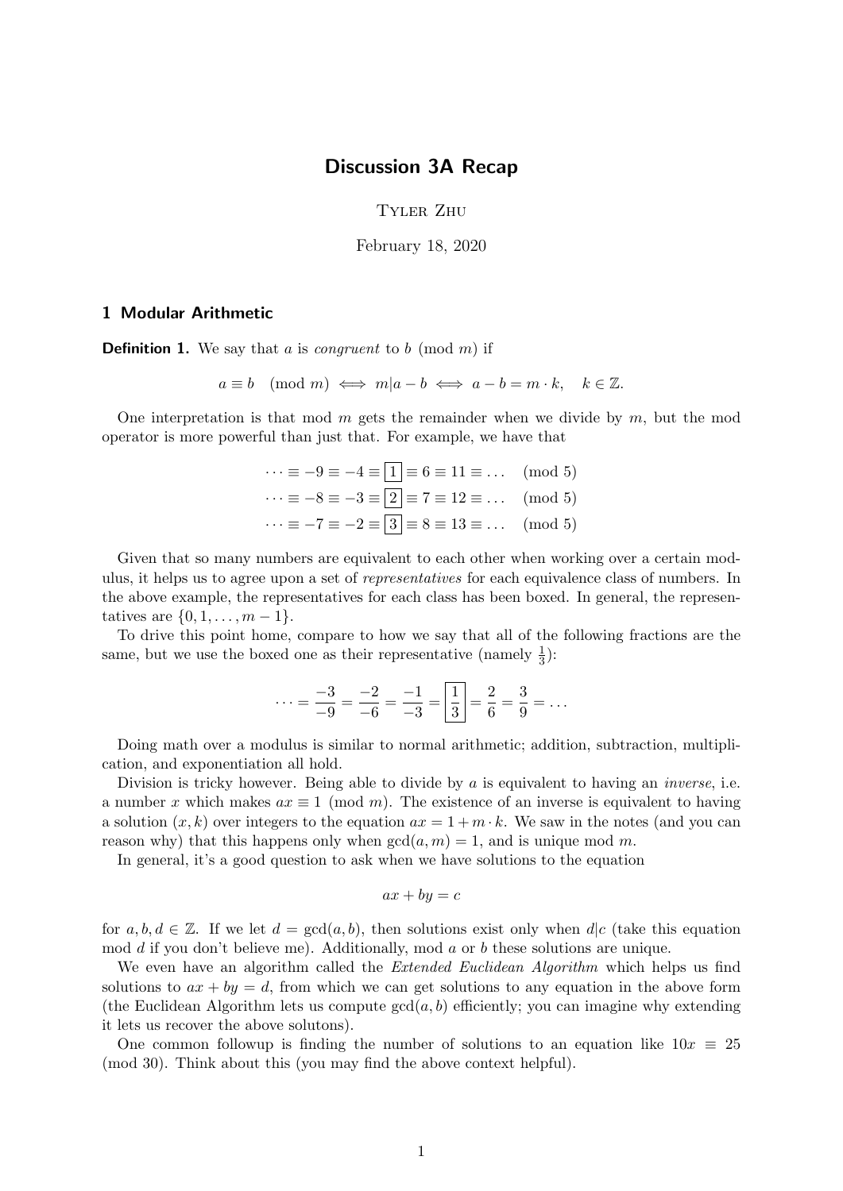# Discussion 3A Recap

Tyler Zhu

February 18, 2020

## 1 Modular Arithmetic

**Definition 1.** We say that $a$ is *congruent* to $b \pmod{m}$ if

$$a \equiv b \pmod{m} \iff m | a - b \iff a - b = m \cdot k, \quad k \in \mathbb{Z}.$$

One interpretation is that mod $m$ gets the remainder when we divide by $m$, but the mod operator is more powerful than just that. For example, we have that

$$\cdots \equiv -9 \equiv -4 \equiv \boxed{1} \equiv 6 \equiv 11 \equiv \ldots \pmod{5}$$
$$\cdots \equiv -8 \equiv -3 \equiv \boxed{2} \equiv 7 \equiv 12 \equiv \ldots \pmod{5}$$
$$\cdots \equiv -7 \equiv -2 \equiv \boxed{3} \equiv 8 \equiv 13 \equiv \ldots \pmod{5}$$

Given that so many numbers are equivalent to each other when working over a certain modulus, it helps us to agree upon a set of *representatives* for each equivalence class of numbers. In the above example, the representatives for each class has been boxed. In general, the representatives are $\{0, 1, \ldots, m-1\}$.

To drive this point home, compare to how we say that all of the following fractions are the same, but we use the boxed one as their representative (namely $\frac{1}{3}$):

$$\cdots = \frac{-3}{-9} = \frac{-2}{-6} = \frac{-1}{-3} = \boxed{\frac{1}{3}} = \frac{2}{6} = \frac{3}{9} = \ldots$$

Doing math over a modulus is similar to normal arithmetic; addition, subtraction, multiplication, and exponentiation all hold.

Division is tricky however. Being able to divide by $a$ is equivalent to having an *inverse*, i.e. a number $x$ which makes $ax \equiv 1 \pmod{m}$. The existence of an inverse is equivalent to having a solution $(x, k)$ over integers to the equation $ax = 1 + m \cdot k$. We saw in the notes (and you can reason why) that this happens only when $\gcd(a, m) = 1$, and is unique mod $m$.

In general, it's a good question to ask when we have solutions to the equation

$$ax + by = c$$

for $a, b, d \in \mathbb{Z}$. If we let $d = \gcd(a, b)$, then solutions exist only when $d | c$ (take this equation mod $d$ if you don't believe me). Additionally, mod $a$ or $b$ these solutions are unique.

We even have an algorithm called the *Extended Euclidean Algorithm* which helps us find solutions to $ax + by = d$, from which we can get solutions to any equation in the above form (the Euclidean Algorithm lets us compute $\gcd(a, b)$ efficiently; you can imagine why extending it lets us recover the above solutons).

One common followup is finding the number of solutions to an equation like $10x \equiv 25 \pmod{30}$. Think about this (you may find the above context helpful).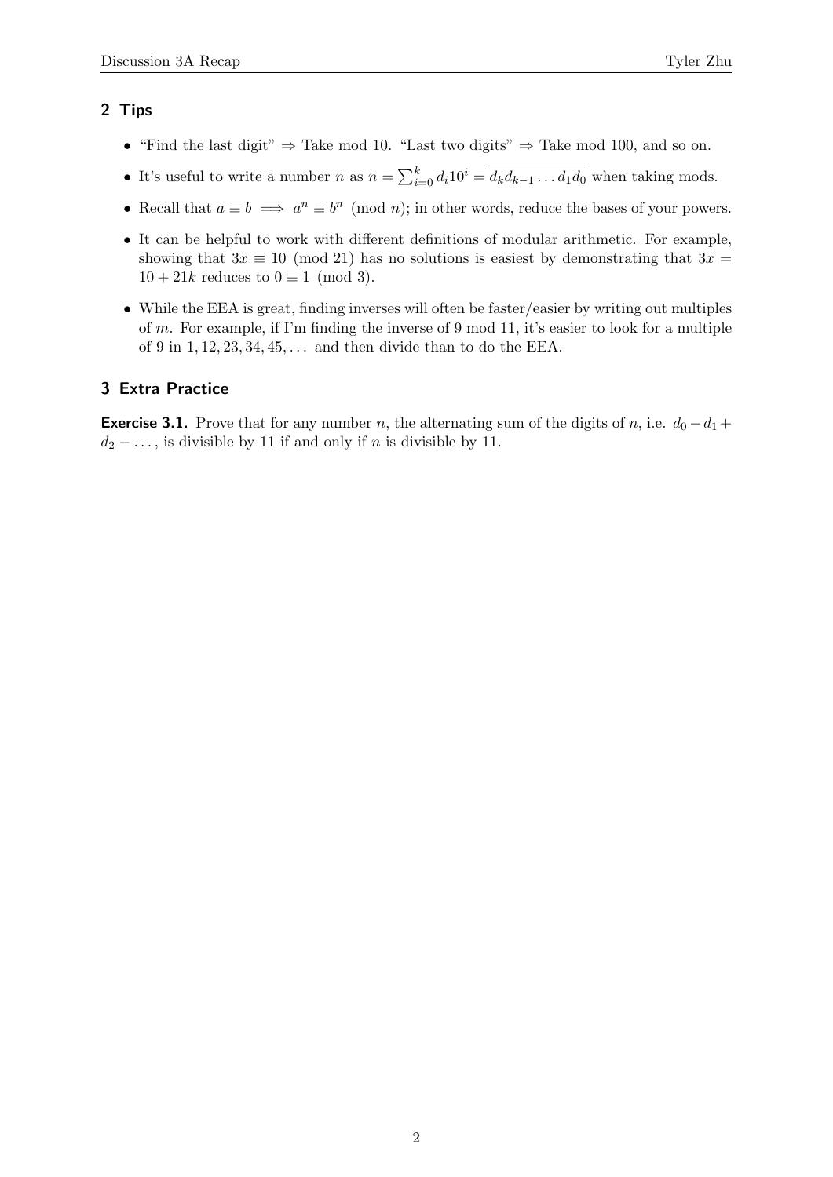## 2 Tips

- "Find the last digit" $\Rightarrow$ Take mod 10. "Last two digits" $\Rightarrow$ Take mod 100, and so on.
- It's useful to write a number $n$ as $n = \sum_{i=0}^{k} d_i 10^i = \overline{d_k d_{k-1} \dots d_1 d_0}$ when taking mods.
- Recall that $a \equiv b \implies a^n \equiv b^n \pmod{n}$; in other words, reduce the bases of your powers.
- It can be helpful to work with different definitions of modular arithmetic. For example, showing that $3x \equiv 10 \pmod{21}$ has no solutions is easiest by demonstrating that $3x = 10 + 21k$ reduces to $0 \equiv 1 \pmod{3}$.
- While the EEA is great, finding inverses will often be faster/easier by writing out multiples of $m$. For example, if I'm finding the inverse of 9 mod 11, it's easier to look for a multiple of 9 in $1, 12, 23, 34, 45, \dots$ and then divide than to do the EEA.

## 3 Extra Practice

**Exercise 3.1.** Prove that for any number $n$, the alternating sum of the digits of $n$, i.e. $d_0 - d_1 + d_2 - \dots$, is divisible by 11 if and only if $n$ is divisible by 11.